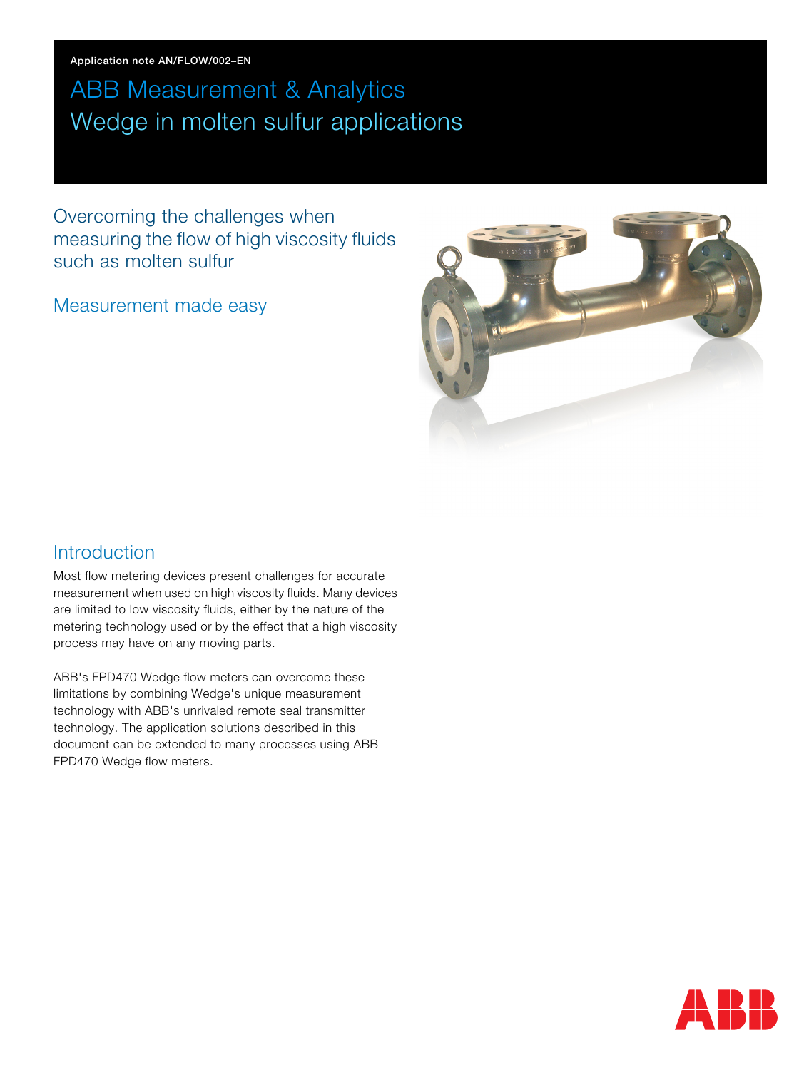Application note AN/FLOW/002–EN

# ABB Measurement & Analytics
# Wedge in molten sulfur applications

## Overcoming the challenges when measuring the flow of high viscosity fluids such as molten sulfur

### Measurement made easy

## Introduction

Most flow metering devices present challenges for accurate measurement when used on high viscosity fluids. Many devices are limited to low viscosity fluids, either by the nature of the metering technology used or by the effect that a high viscosity process may have on any moving parts.

ABB's FPD470 Wedge flow meters can overcome these limitations by combining Wedge's unique measurement technology with ABB's unrivaled remote seal transmitter technology. The application solutions described in this document can be extended to many processes using ABB FPD470 Wedge flow meters.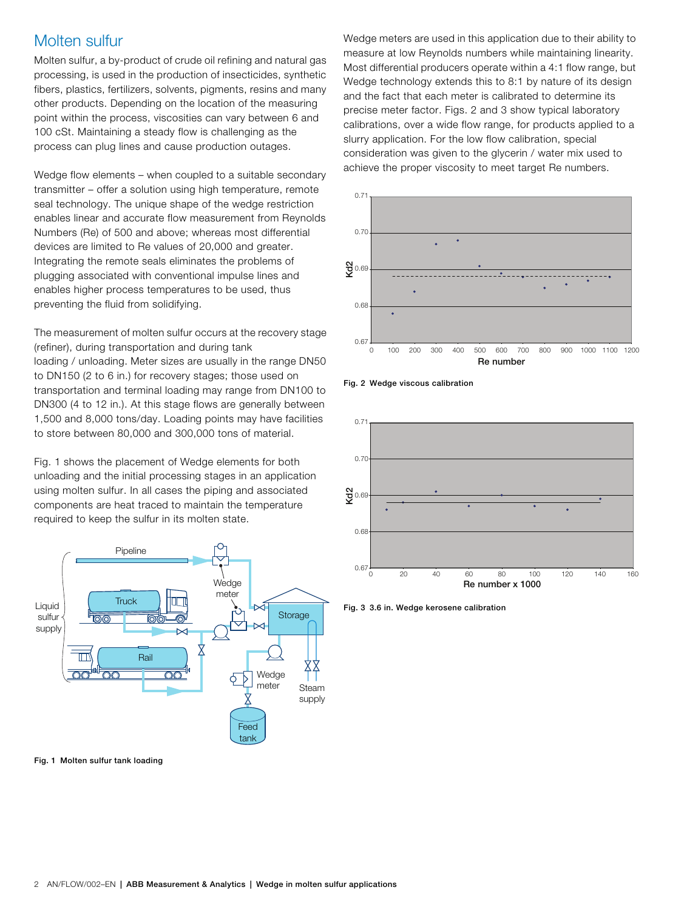## Molten sulfur

Molten sulfur, a by-product of crude oil refining and natural gas processing, is used in the production of insecticides, synthetic fibers, plastics, fertilizers, solvents, pigments, resins and many other products. Depending on the location of the measuring point within the process, viscosities can vary between 6 and 100 cSt. Maintaining a steady flow is challenging as the process can plug lines and cause production outages.

Wedge flow elements – when coupled to a suitable secondary transmitter – offer a solution using high temperature, remote seal technology. The unique shape of the wedge restriction enables linear and accurate flow measurement from Reynolds Numbers (Re) of 500 and above; whereas most differential devices are limited to Re values of 20,000 and greater. Integrating the remote seals eliminates the problems of plugging associated with conventional impulse lines and enables higher process temperatures to be used, thus preventing the fluid from solidifying.

The measurement of molten sulfur occurs at the recovery stage (refiner), during transportation and during tank loading / unloading. Meter sizes are usually in the range DN50 to DN150 (2 to 6 in.) for recovery stages; those used on transportation and terminal loading may range from DN100 to DN300 (4 to 12 in.). At this stage flows are generally between 1,500 and 8,000 tons/day. Loading points may have facilities to store between 80,000 and 300,000 tons of material.

Fig. 1 shows the placement of Wedge elements for both unloading and the initial processing stages in an application using molten sulfur. In all cases the piping and associated components are heat traced to maintain the temperature required to keep the sulfur in its molten state.

**Fig. 1 Molten sulfur tank loading**

Wedge meters are used in this application due to their ability to measure at low Reynolds numbers while maintaining linearity. Most differential producers operate within a 4:1 flow range, but Wedge technology extends this to 8:1 by nature of its design and the fact that each meter is calibrated to determine its precise meter factor. Figs. 2 and 3 show typical laboratory calibrations, over a wide flow range, for products applied to a slurry application. For the low flow calibration, special consideration was given to the glycerin / water mix used to achieve the proper viscosity to meet target Re numbers.

**Fig. 2 Wedge viscous calibration**

**Fig. 3 3.6 in. Wedge kerosene calibration**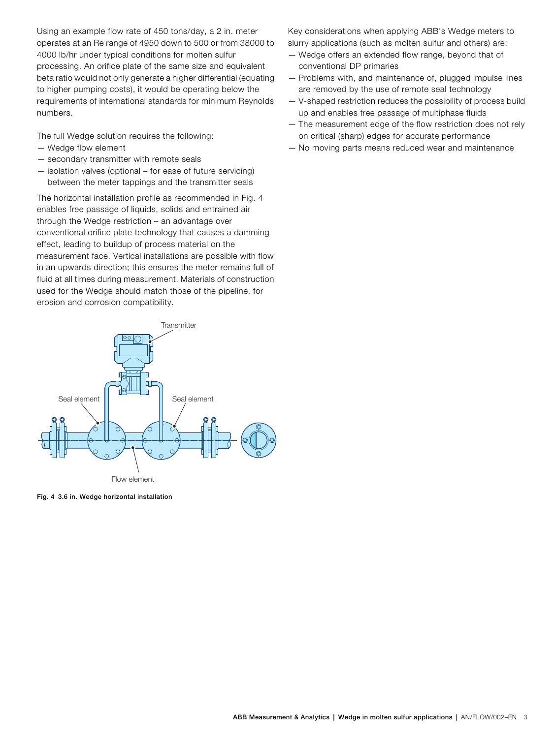Using an example flow rate of 450 tons/day, a 2 in. meter operates at an Re range of 4950 down to 500 or from 38000 to 4000 lb/hr under typical conditions for molten sulfur processing. An orifice plate of the same size and equivalent beta ratio would not only generate a higher differential (equating to higher pumping costs), it would be operating below the requirements of international standards for minimum Reynolds numbers.

The full Wedge solution requires the following:

- Wedge flow element
- secondary transmitter with remote seals
- isolation valves (optional – for ease of future servicing) between the meter tappings and the transmitter seals

The horizontal installation profile as recommended in Fig. 4 enables free passage of liquids, solids and entrained air through the Wedge restriction – an advantage over conventional orifice plate technology that causes a damming effect, leading to buildup of process material on the measurement face. Vertical installations are possible with flow in an upwards direction; this ensures the meter remains full of fluid at all times during measurement. Materials of construction used for the Wedge should match those of the pipeline, for erosion and corrosion compatibility.

**Fig. 4 3.6 in. Wedge horizontal installation**

Key considerations when applying ABB's Wedge meters to slurry applications (such as molten sulfur and others) are:

- Wedge offers an extended flow range, beyond that of conventional DP primaries
- Problems with, and maintenance of, plugged impulse lines are removed by the use of remote seal technology
- V-shaped restriction reduces the possibility of process build up and enables free passage of multiphase fluids
- The measurement edge of the flow restriction does not rely on critical (sharp) edges for accurate performance
- No moving parts means reduced wear and maintenance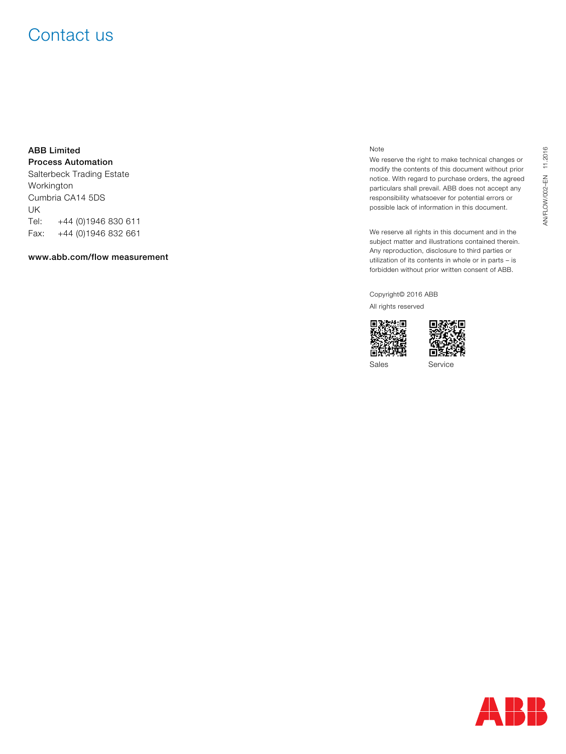# Contact us

**ABB Limited**
**Process Automation**
Salterbeck Trading Estate
Workington
Cumbria CA14 5DS
UK
Tel: +44 (0)1946 830 611
Fax: +44 (0)1946 832 661

**www.abb.com/flow measurement**

Note

We reserve the right to make technical changes or modify the contents of this document without prior notice. With regard to purchase orders, the agreed particulars shall prevail. ABB does not accept any responsibility whatsoever for potential errors or possible lack of information in this document.

We reserve all rights in this document and in the subject matter and illustrations contained therein. Any reproduction, disclosure to third parties or utilization of its contents in whole or in parts – is forbidden without prior written consent of ABB.

Copyright© 2016 ABB
All rights reserved

Sales Service

AN/FLOW/002–EN 11.2016